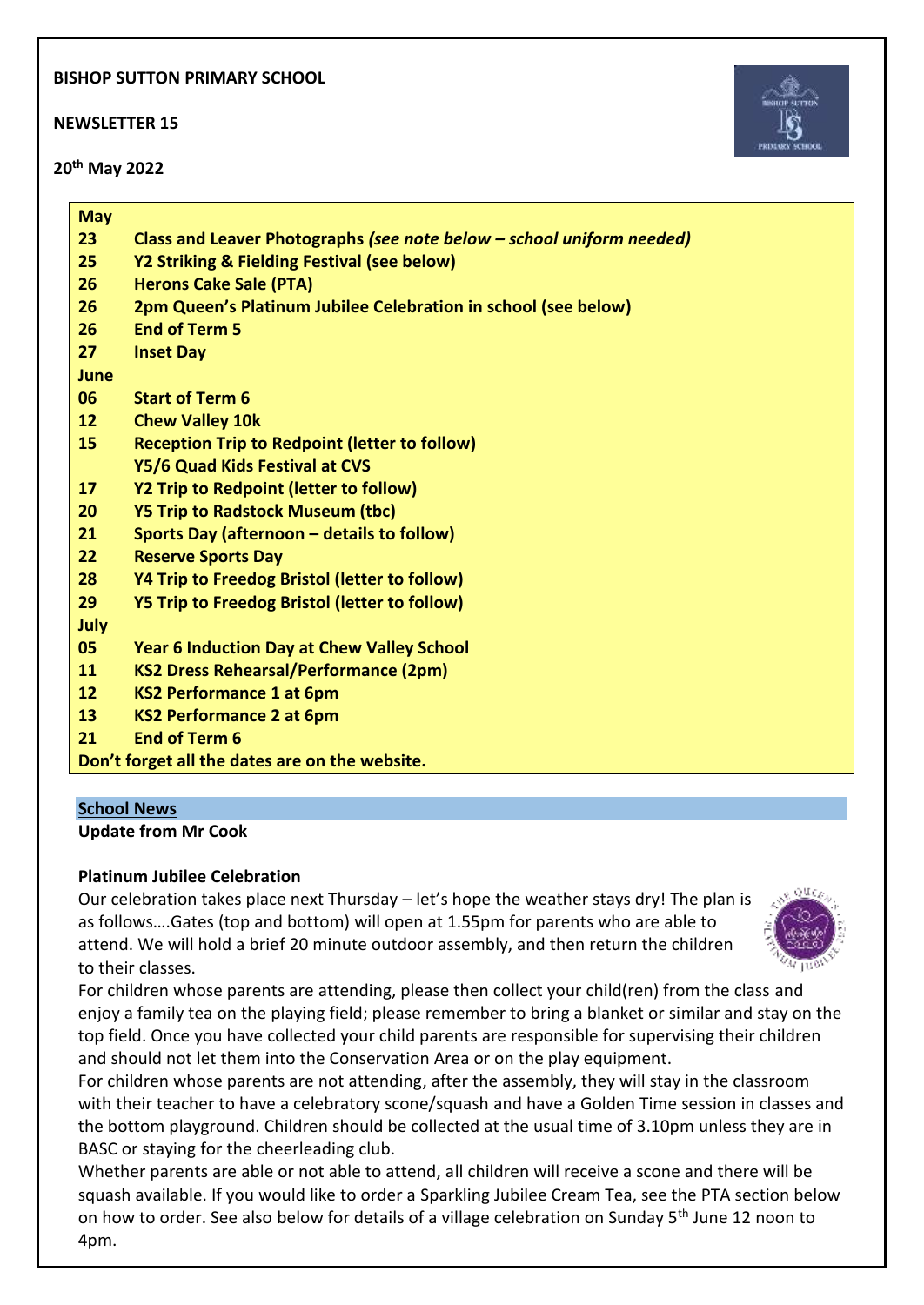**BISHOP SUTTON PRIMARY SCHOOL**

**NEWSLETTER 15**

**20th May 2022**

| | |
|---|---|
| **May** | |
| **23** | **Class and Leaver Photographs** ***(see note below – school uniform needed)*** |
| **25** | **Y2 Striking & Fielding Festival (see below)** |
| **26** | **Herons Cake Sale (PTA)** |
| **26** | **2pm Queen's Platinum Jubilee Celebration in school (see below)** |
| **26** | **End of Term 5** |
| **27** | **Inset Day** |
| **June** | |
| **06** | **Start of Term 6** |
| **12** | **Chew Valley 10k** |
| **15** | **Reception Trip to Redpoint (letter to follow)** |
| | **Y5/6 Quad Kids Festival at CVS** |
| **17** | **Y2 Trip to Redpoint (letter to follow)** |
| **20** | **Y5 Trip to Radstock Museum (tbc)** |
| **21** | **Sports Day (afternoon – details to follow)** |
| **22** | **Reserve Sports Day** |
| **28** | **Y4 Trip to Freedog Bristol (letter to follow)** |
| **29** | **Y5 Trip to Freedog Bristol (letter to follow)** |
| **July** | |
| **05** | **Year 6 Induction Day at Chew Valley School** |
| **11** | **KS2 Dress Rehearsal/Performance (2pm)** |
| **12** | **KS2 Performance 1 at 6pm** |
| **13** | **KS2 Performance 2 at 6pm** |
| **21** | **End of Term 6** |

**Don't forget all the dates are on the website.**

## School News

**Update from Mr Cook**

### Platinum Jubilee Celebration

Our celebration takes place next Thursday – let's hope the weather stays dry! The plan is as follows….Gates (top and bottom) will open at 1.55pm for parents who are able to attend. We will hold a brief 20 minute outdoor assembly, and then return the children to their classes.

For children whose parents are attending, please then collect your child(ren) from the class and enjoy a family tea on the playing field; please remember to bring a blanket or similar and stay on the top field. Once you have collected your child parents are responsible for supervising their children and should not let them into the Conservation Area or on the play equipment.

For children whose parents are not attending, after the assembly, they will stay in the classroom with their teacher to have a celebratory scone/squash and have a Golden Time session in classes and the bottom playground. Children should be collected at the usual time of 3.10pm unless they are in BASC or staying for the cheerleading club.

Whether parents are able or not able to attend, all children will receive a scone and there will be squash available. If you would like to order a Sparkling Jubilee Cream Tea, see the PTA section below on how to order. See also below for details of a village celebration on Sunday 5th June 12 noon to 4pm.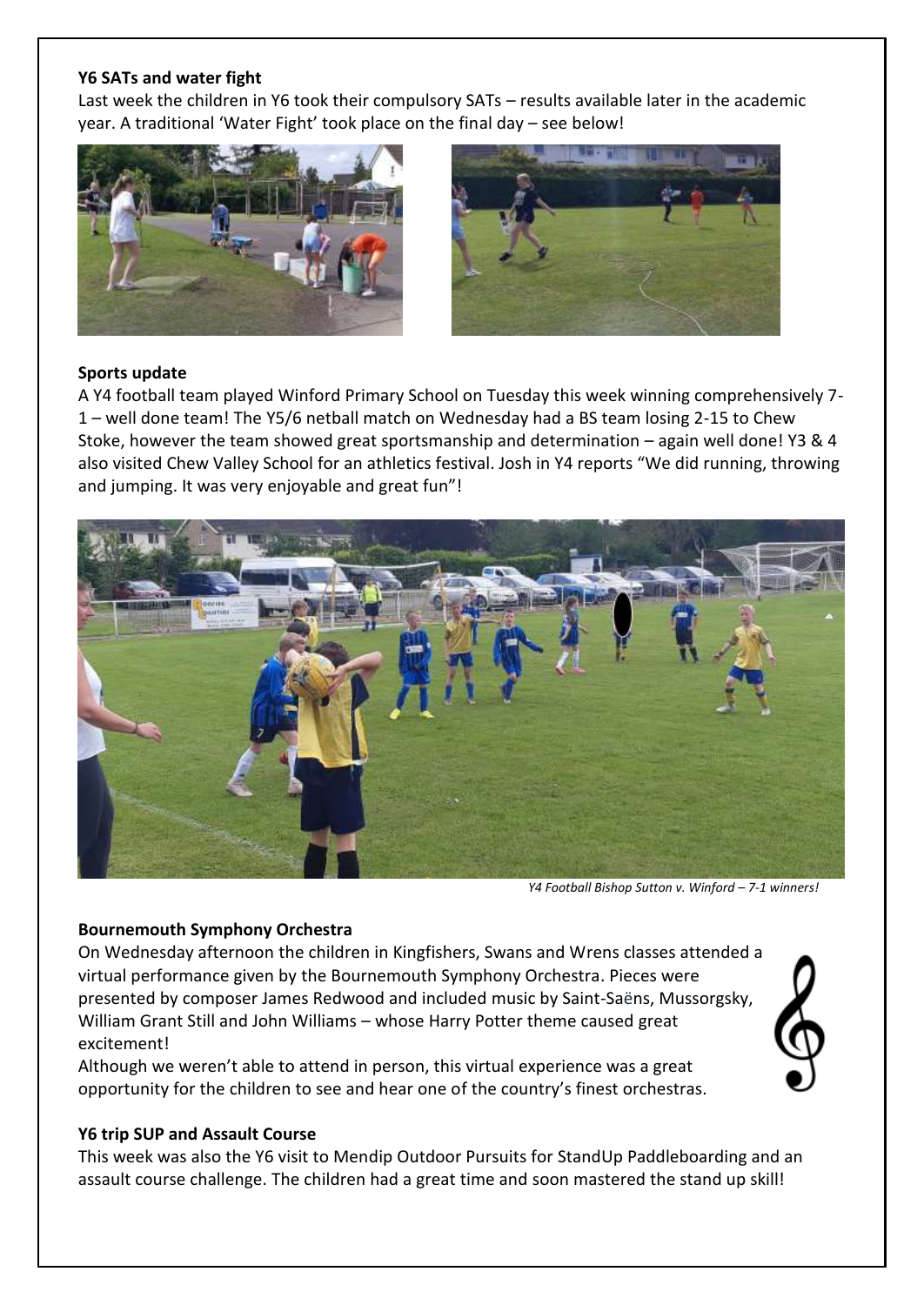**Y6 SATs and water fight**

Last week the children in Y6 took their compulsory SATs – results available later in the academic year. A traditional 'Water Fight' took place on the final day – see below!

**Sports update**

A Y4 football team played Winford Primary School on Tuesday this week winning comprehensively 7-1 – well done team! The Y5/6 netball match on Wednesday had a BS team losing 2-15 to Chew Stoke, however the team showed great sportsmanship and determination – again well done! Y3 & 4 also visited Chew Valley School for an athletics festival. Josh in Y4 reports "We did running, throwing and jumping. It was very enjoyable and great fun"!

*Y4 Football Bishop Sutton v. Winford – 7-1 winners!*

**Bournemouth Symphony Orchestra**

On Wednesday afternoon the children in Kingfishers, Swans and Wrens classes attended a virtual performance given by the Bournemouth Symphony Orchestra. Pieces were presented by composer James Redwood and included music by Saint-Saëns, Mussorgsky, William Grant Still and John Williams – whose Harry Potter theme caused great excitement!

Although we weren't able to attend in person, this virtual experience was a great opportunity for the children to see and hear one of the country's finest orchestras.

**Y6 trip SUP and Assault Course**

This week was also the Y6 visit to Mendip Outdoor Pursuits for StandUp Paddleboarding and an assault course challenge. The children had a great time and soon mastered the stand up skill!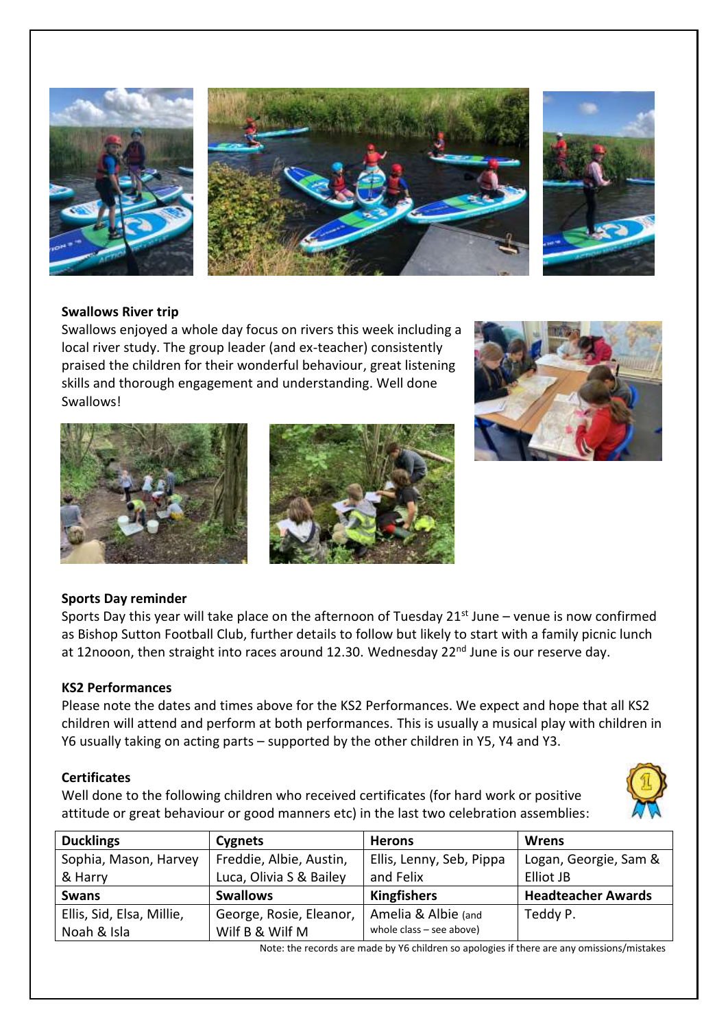**Swallows River trip**

Swallows enjoyed a whole day focus on rivers this week including a local river study. The group leader (and ex-teacher) consistently praised the children for their wonderful behaviour, great listening skills and thorough engagement and understanding. Well done Swallows!

**Sports Day reminder**

Sports Day this year will take place on the afternoon of Tuesday 21st June – venue is now confirmed as Bishop Sutton Football Club, further details to follow but likely to start with a family picnic lunch at 12nooon, then straight into races around 12.30. Wednesday 22nd June is our reserve day.

**KS2 Performances**

Please note the dates and times above for the KS2 Performances. We expect and hope that all KS2 children will attend and perform at both performances. This is usually a musical play with children in Y6 usually taking on acting parts – supported by the other children in Y5, Y4 and Y3.

**Certificates**

Well done to the following children who received certificates (for hard work or positive attitude or great behaviour or good manners etc) in the last two celebration assemblies:

| **Ducklings** | **Cygnets** | **Herons** | **Wrens** |
|---|---|---|---|
| Sophia, Mason, Harvey & Harry | Freddie, Albie, Austin, Luca, Olivia S & Bailey | Ellis, Lenny, Seb, Pippa and Felix | Logan, Georgie, Sam & Elliot JB |
| **Swans** | **Swallows** | **Kingfishers** | **Headteacher Awards** |
| Ellis, Sid, Elsa, Millie, Noah & Isla | George, Rosie, Eleanor, Wilf B & Wilf M | Amelia & Albie (and whole class – see above) | Teddy P. |

Note: the records are made by Y6 children so apologies if there are any omissions/mistakes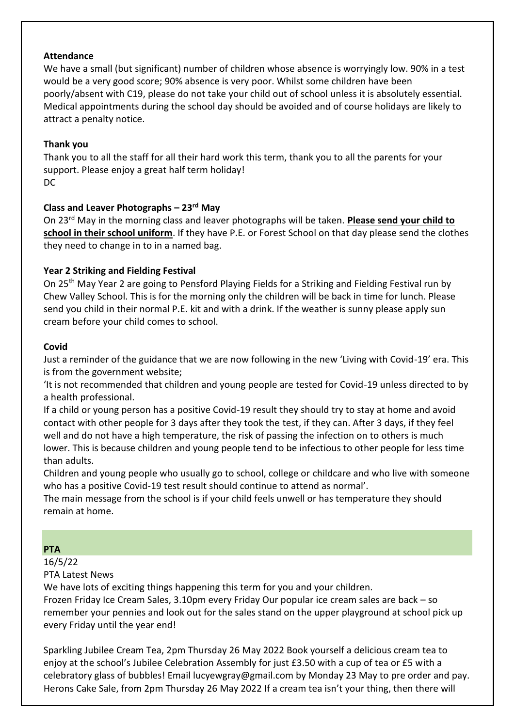**Attendance**

We have a small (but significant) number of children whose absence is worryingly low. 90% in a test would be a very good score; 90% absence is very poor. Whilst some children have been poorly/absent with C19, please do not take your child out of school unless it is absolutely essential. Medical appointments during the school day should be avoided and of course holidays are likely to attract a penalty notice.

**Thank you**

Thank you to all the staff for all their hard work this term, thank you to all the parents for your support. Please enjoy a great half term holiday!

DC

**Class and Leaver Photographs – 23rd May**

On 23rd May in the morning class and leaver photographs will be taken. **Please send your child to school in their school uniform**. If they have P.E. or Forest School on that day please send the clothes they need to change in to in a named bag.

**Year 2 Striking and Fielding Festival**

On 25th May Year 2 are going to Pensford Playing Fields for a Striking and Fielding Festival run by Chew Valley School. This is for the morning only the children will be back in time for lunch. Please send you child in their normal P.E. kit and with a drink. If the weather is sunny please apply sun cream before your child comes to school.

**Covid**

Just a reminder of the guidance that we are now following in the new 'Living with Covid-19' era. This is from the government website;

'It is not recommended that children and young people are tested for Covid-19 unless directed to by a health professional.

If a child or young person has a positive Covid-19 result they should try to stay at home and avoid contact with other people for 3 days after they took the test, if they can. After 3 days, if they feel well and do not have a high temperature, the risk of passing the infection on to others is much lower. This is because children and young people tend to be infectious to other people for less time than adults.

Children and young people who usually go to school, college or childcare and who live with someone who has a positive Covid-19 test result should continue to attend as normal'.

The main message from the school is if your child feels unwell or has temperature they should remain at home.

**PTA**

16/5/22

PTA Latest News

We have lots of exciting things happening this term for you and your children.

Frozen Friday Ice Cream Sales, 3.10pm every Friday Our popular ice cream sales are back – so remember your pennies and look out for the sales stand on the upper playground at school pick up every Friday until the year end!

Sparkling Jubilee Cream Tea, 2pm Thursday 26 May 2022 Book yourself a delicious cream tea to enjoy at the school's Jubilee Celebration Assembly for just £3.50 with a cup of tea or £5 with a celebratory glass of bubbles! Email lucyewgray@gmail.com by Monday 23 May to pre order and pay.

Herons Cake Sale, from 2pm Thursday 26 May 2022 If a cream tea isn't your thing, then there will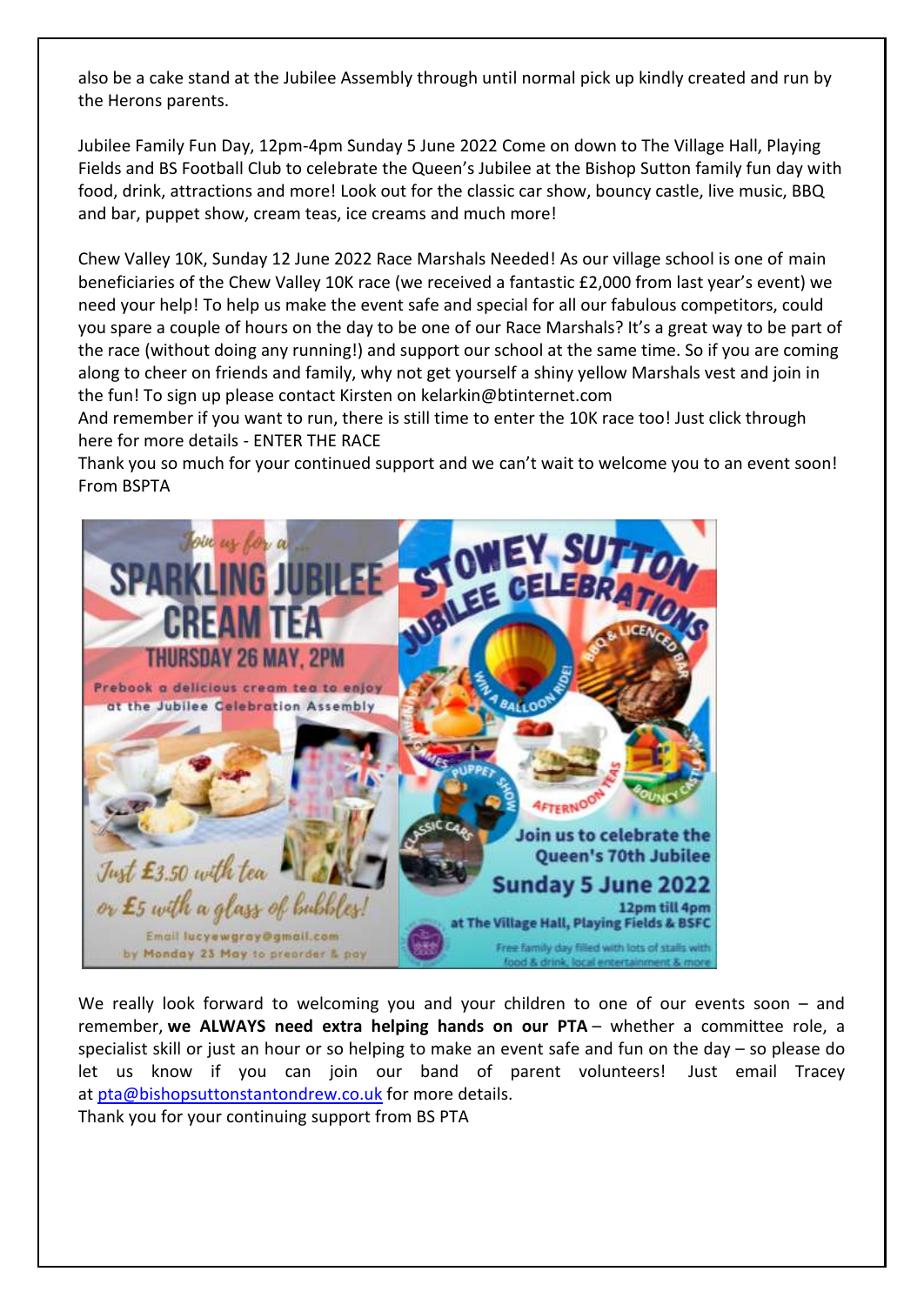also be a cake stand at the Jubilee Assembly through until normal pick up kindly created and run by the Herons parents.

Jubilee Family Fun Day, 12pm-4pm Sunday 5 June 2022 Come on down to The Village Hall, Playing Fields and BS Football Club to celebrate the Queen's Jubilee at the Bishop Sutton family fun day with food, drink, attractions and more! Look out for the classic car show, bouncy castle, live music, BBQ and bar, puppet show, cream teas, ice creams and much more!

Chew Valley 10K, Sunday 12 June 2022 Race Marshals Needed! As our village school is one of main beneficiaries of the Chew Valley 10K race (we received a fantastic £2,000 from last year's event) we need your help! To help us make the event safe and special for all our fabulous competitors, could you spare a couple of hours on the day to be one of our Race Marshals? It's a great way to be part of the race (without doing any running!) and support our school at the same time. So if you are coming along to cheer on friends and family, why not get yourself a shiny yellow Marshals vest and join in the fun! To sign up please contact Kirsten on kelarkin@btinternet.com
And remember if you want to run, there is still time to enter the 10K race too! Just click through here for more details - ENTER THE RACE
Thank you so much for your continued support and we can't wait to welcome you to an event soon!
From BSPTA

Join us for a... **SPARKLING JUBILEE CREAM TEA**
THURSDAY 26 MAY, 2PM
Prebook a delicious cream tea to enjoy at the Jubilee Celebration Assembly
Just £3.50 with tea or £5 with a glass of bubbles!
Email lucyewgray@gmail.com by Monday 23 May to preorder & pay

**STOWEY SUTTON JUBILEE CELEBRATIONS**
Join us to celebrate the Queen's 70th Jubilee
Sunday 5 June 2022
12pm till 4pm
at The Village Hall, Playing Fields & BSFC
Free family day filled with lots of stalls with food & drink, local entertainment & more

We really look forward to welcoming you and your children to one of our events soon – and remember, **we ALWAYS need extra helping hands on our PTA** – whether a committee role, a specialist skill or just an hour or so helping to make an event safe and fun on the day – so please do let us know if you can join our band of parent volunteers! Just email Tracey at pta@bishopsuttonstantondrew.co.uk for more details.
Thank you for your continuing support from BS PTA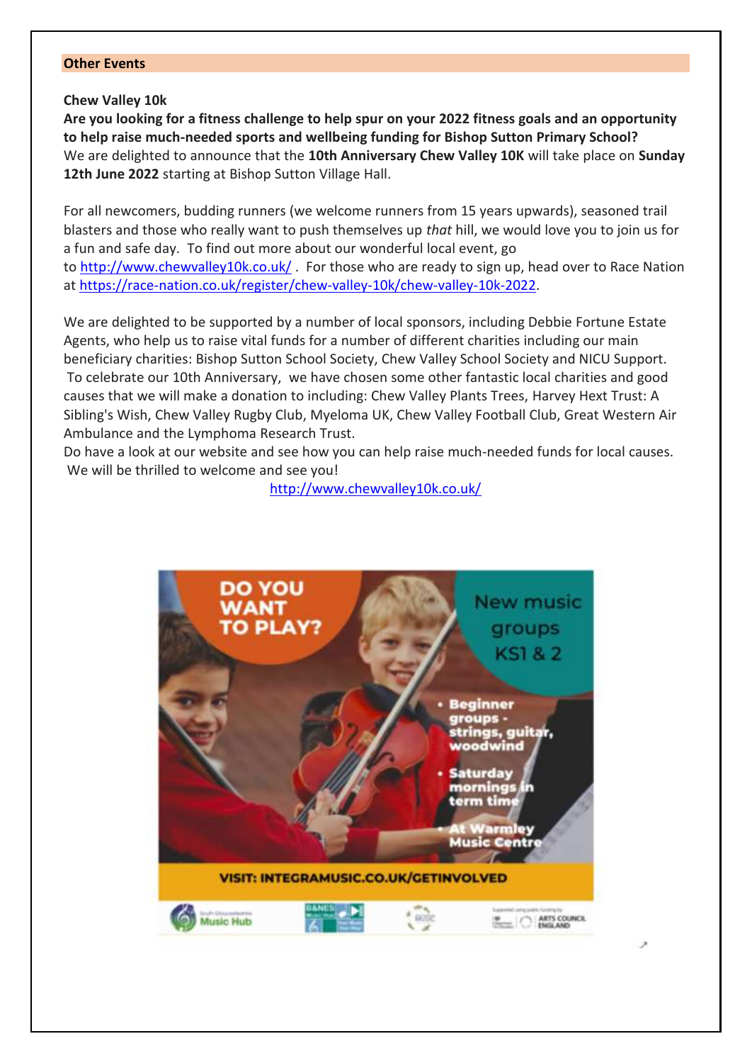**Other Events**

**Chew Valley 10k**

**Are you looking for a fitness challenge to help spur on your 2022 fitness goals and an opportunity to help raise much-needed sports and wellbeing funding for Bishop Sutton Primary School?**

We are delighted to announce that the **10th Anniversary Chew Valley 10K** will take place on **Sunday 12th June 2022** starting at Bishop Sutton Village Hall.

For all newcomers, budding runners (we welcome runners from 15 years upwards), seasoned trail blasters and those who really want to push themselves up *that* hill, we would love you to join us for a fun and safe day. To find out more about our wonderful local event, go to http://www.chewvalley10k.co.uk/ . For those who are ready to sign up, head over to Race Nation at https://race-nation.co.uk/register/chew-valley-10k/chew-valley-10k-2022.

We are delighted to be supported by a number of local sponsors, including Debbie Fortune Estate Agents, who help us to raise vital funds for a number of different charities including our main beneficiary charities: Bishop Sutton School Society, Chew Valley School Society and NICU Support. To celebrate our 10th Anniversary, we have chosen some other fantastic local charities and good causes that we will make a donation to including: Chew Valley Plants Trees, Harvey Hext Trust: A Sibling's Wish, Chew Valley Rugby Club, Myeloma UK, Chew Valley Football Club, Great Western Air Ambulance and the Lymphoma Research Trust.

Do have a look at our website and see how you can help raise much-needed funds for local causes. We will be thrilled to welcome and see you!

http://www.chewvalley10k.co.uk/

DO YOU WANT TO PLAY?

New music groups KS1 & 2

- Beginner groups - strings, guitar, woodwind
- Saturday mornings in term time
- At Warmley Music Centre

VISIT: INTEGRAMUSIC.CO.UK/GETINVOLVED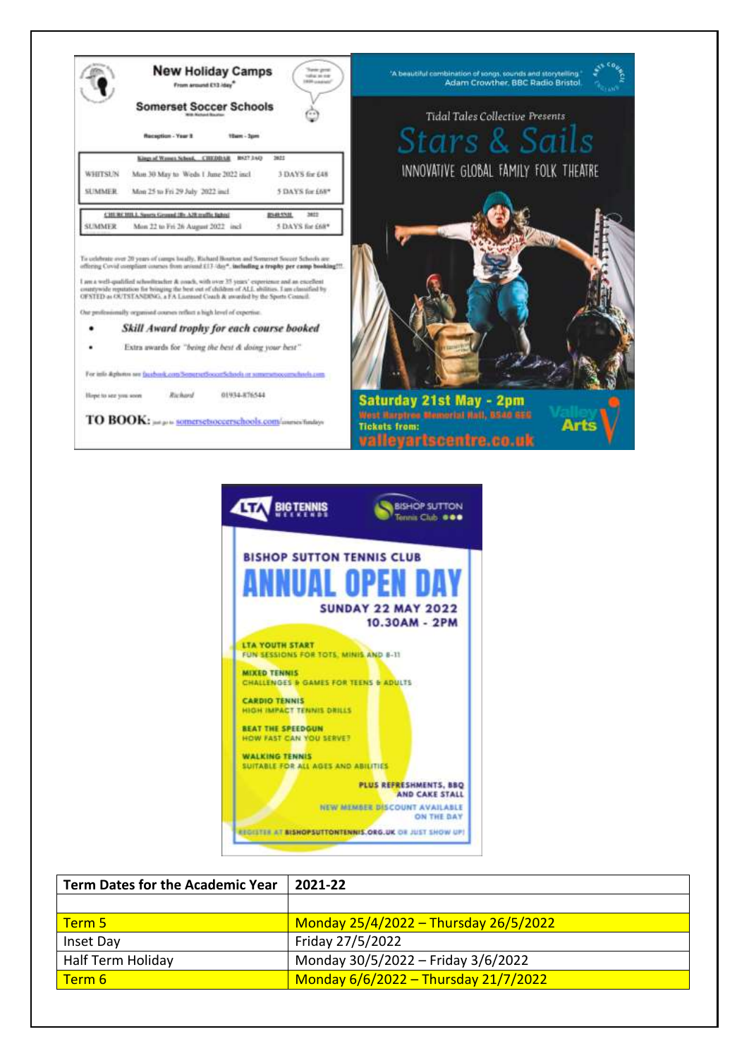# New Holiday Camps

From around £13 /day*

## Somerset Soccer Schools

With Richard Bourton

Reception - Year 8 10am - 3pm

| Kings of Wessex School, CHEDDAR BS27 3AQ | | 2022 |
|---|---|---|
| WHITSUN | Mon 30 May to Weds 1 June 2022 incl | 3 DAYS for £48 |
| SUMMER | Mon 25 to Fri 29 July 2022 incl | 5 DAYS for £68* |

| CHURCHILL Sports Ground (By A38 traffic lights) | BS40 5NL | 2022 |
|---|---|---|
| SUMMER | Mon 22 to Fri 26 August 2022 incl | 5 DAYS for £68* |

To celebrate over 20 years of camps locally, Richard Bourton and Somerset Soccer Schools are offering Covid compliant courses from around £13 /day*, **including a trophy per camp booking!!!**

I am a well-qualified schoolteacher & coach, with over 35 years' experience and an excellent countywide reputation for bringing the best out of children of ALL abilities. I am classified by OFSTED as OUTSTANDING, a FA Licensed Coach & awarded by the Sports Council.

Our professionally organised courses reflect a high level of expertise.

- ***Skill Award trophy for each course booked***
- Extra awards for *"being the best & doing your best"*

For info &photos see facebook.com/SomersetSoccerSchools or somersetsoccerschools.com

Hope to see you soon *Richard* 01934-876544

**TO BOOK:** just go to somersetsoccerschools.com/courses/fundays

---

"A beautiful combination of songs, sounds and storytelling." Adam Crowther, BBC Radio Bristol.

Tidal Tales Collective Presents

# Stars & Sails

INNOVATIVE GLOBAL FAMILY FOLK THEATRE

**Saturday 21st May - 2pm**

West Harptree Memorial Hall, BS40 6EG

Tickets from:

**valleyartscentre.co.uk**

---

LTA BIG TENNIS WEEKENDS — BISHOP SUTTON Tennis Club

**BISHOP SUTTON TENNIS CLUB**

# ANNUAL OPEN DAY

**SUNDAY 22 MAY 2022**
**10.30AM - 2PM**

**LTA YOUTH START**
FUN SESSIONS FOR TOTS, MINIS AND 8-11

**MIXED TENNIS**
CHALLENGES & GAMES FOR TEENS & ADULTS

**CARDIO TENNIS**
HIGH IMPACT TENNIS DRILLS

**BEAT THE SPEEDGUN**
HOW FAST CAN YOU SERVE?

**WALKING TENNIS**
SUITABLE FOR ALL AGES AND ABILITIES

PLUS REFRESHMENTS, BBQ AND CAKE STALL

NEW MEMBER DISCOUNT AVAILABLE ON THE DAY

REGISTER AT BISHOPSUTTONTENNIS.ORG.UK OR JUST SHOW UP!

---

| Term Dates for the Academic Year | 2021-22 |
|---|---|
| | |
| Term 5 | Monday 25/4/2022 – Thursday 26/5/2022 |
| Inset Day | Friday 27/5/2022 |
| Half Term Holiday | Monday 30/5/2022 – Friday 3/6/2022 |
| Term 6 | Monday 6/6/2022 – Thursday 21/7/2022 |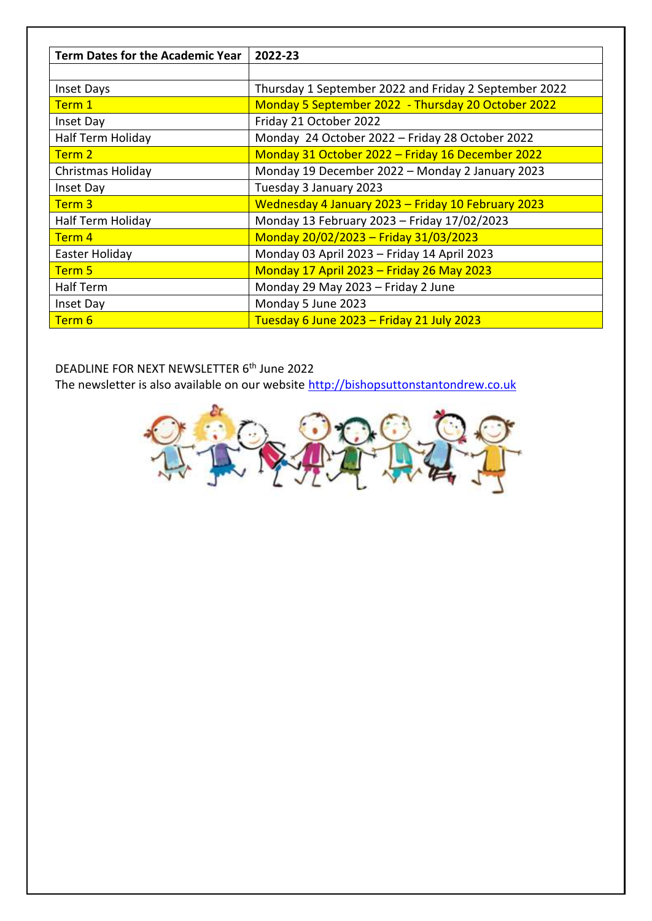| **Term Dates for the Academic Year** | **2022-23** |
|---|---|
| | |
| Inset Days | Thursday 1 September 2022 and Friday 2 September 2022 |
| Term 1 | Monday 5 September 2022 - Thursday 20 October 2022 |
| Inset Day | Friday 21 October 2022 |
| Half Term Holiday | Monday 24 October 2022 – Friday 28 October 2022 |
| Term 2 | Monday 31 October 2022 – Friday 16 December 2022 |
| Christmas Holiday | Monday 19 December 2022 – Monday 2 January 2023 |
| Inset Day | Tuesday 3 January 2023 |
| Term 3 | Wednesday 4 January 2023 – Friday 10 February 2023 |
| Half Term Holiday | Monday 13 February 2023 – Friday 17/02/2023 |
| Term 4 | Monday 20/02/2023 – Friday 31/03/2023 |
| Easter Holiday | Monday 03 April 2023 – Friday 14 April 2023 |
| Term 5 | Monday 17 April 2023 – Friday 26 May 2023 |
| Half Term | Monday 29 May 2023 – Friday 2 June |
| Inset Day | Monday 5 June 2023 |
| Term 6 | Tuesday 6 June 2023 – Friday 21 July 2023 |

DEADLINE FOR NEXT NEWSLETTER 6th June 2022

The newsletter is also available on our website http://bishopsuttonstantondrew.co.uk